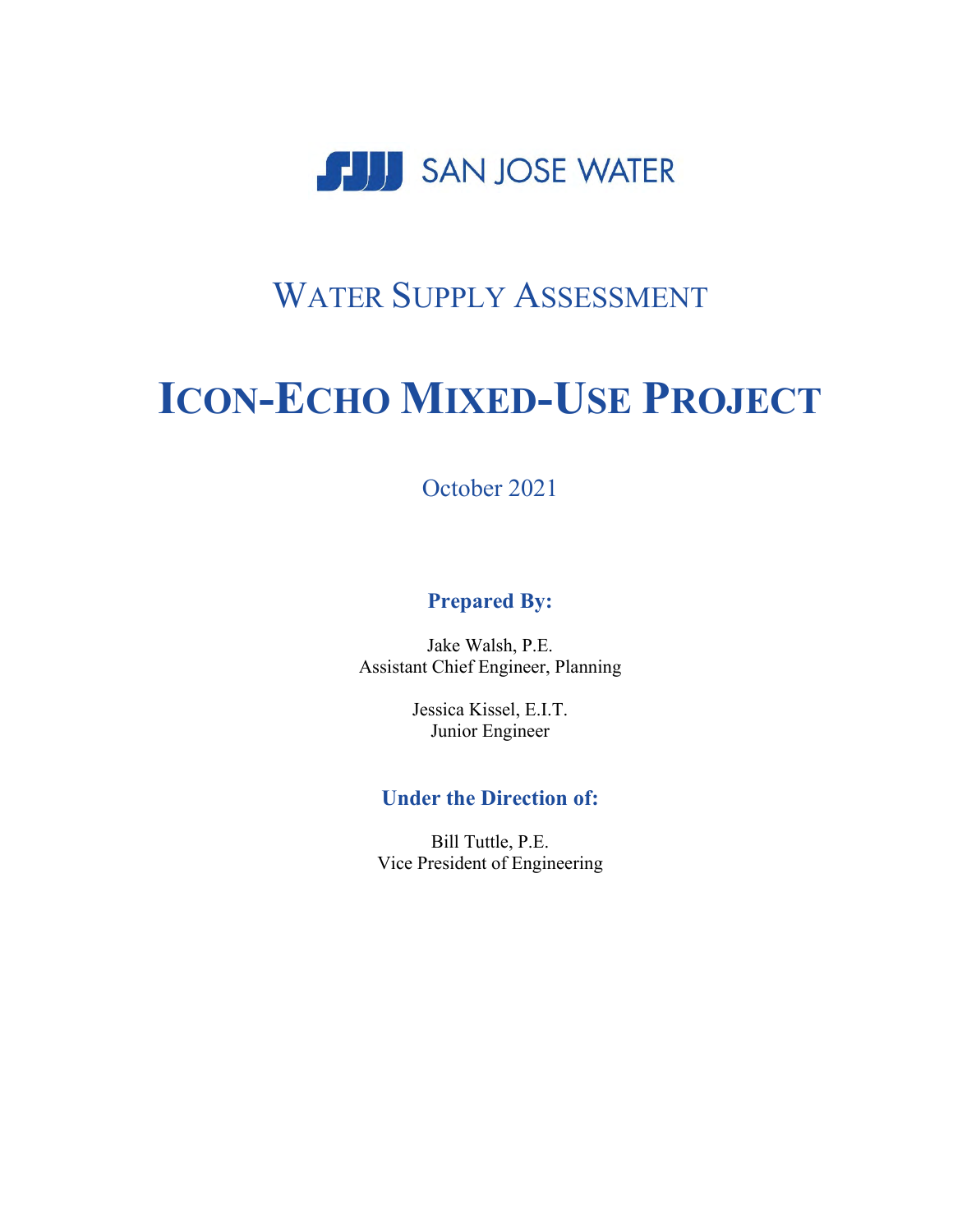SAN JOSE WATER

# WATER SUPPLY ASSESSMENT

# ICON-ECHO MIXED-USE PROJECT

October 2021

**Prepared By:**

Jake Walsh, P.E.
Assistant Chief Engineer, Planning

Jessica Kissel, E.I.T.
Junior Engineer

**Under the Direction of:**

Bill Tuttle, P.E.
Vice President of Engineering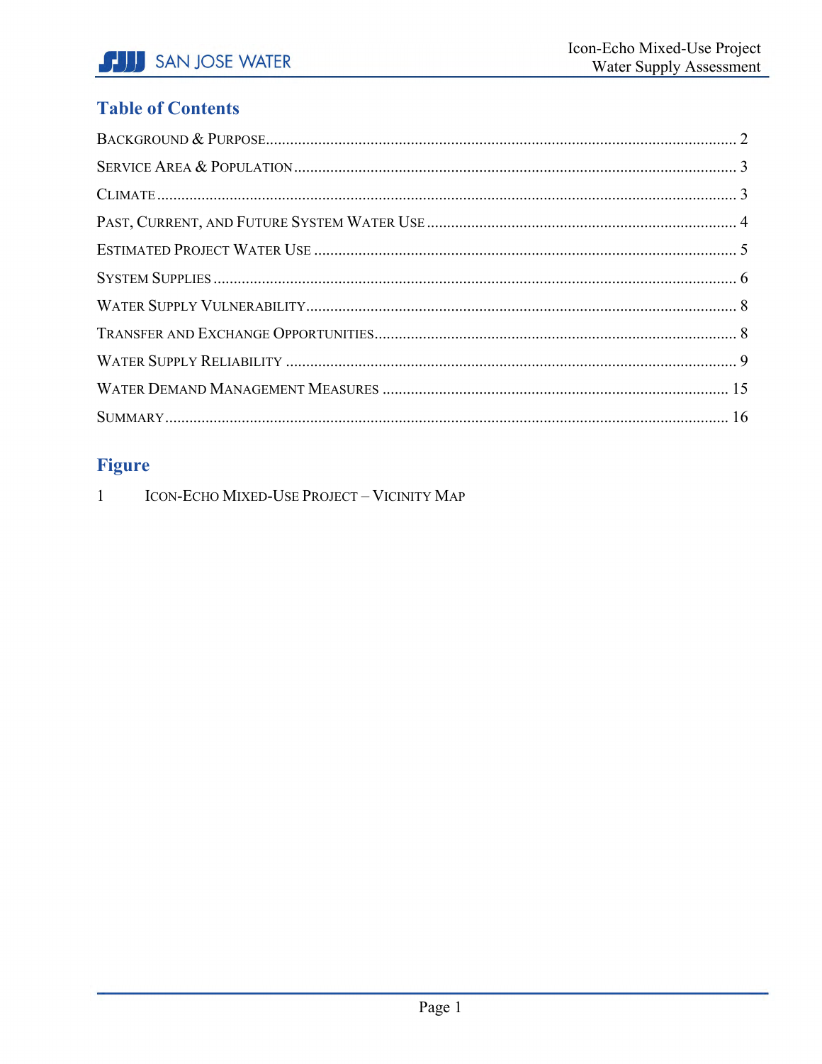## Table of Contents

BACKGROUND & PURPOSE ........ 2
SERVICE AREA & POPULATION ........ 3
CLIMATE ........ 3
PAST, CURRENT, AND FUTURE SYSTEM WATER USE ........ 4
ESTIMATED PROJECT WATER USE ........ 5
SYSTEM SUPPLIES ........ 6
WATER SUPPLY VULNERABILITY ........ 8
TRANSFER AND EXCHANGE OPPORTUNITIES ........ 8
WATER SUPPLY RELIABILITY ........ 9
WATER DEMAND MANAGEMENT MEASURES ........ 15
SUMMARY ........ 16

## Figure

1 ICON-ECHO MIXED-USE PROJECT – VICINITY MAP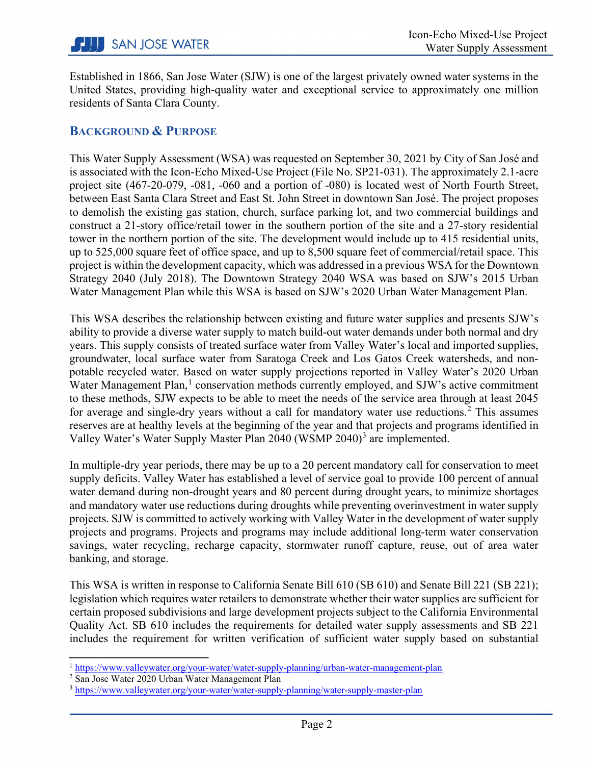Established in 1866, San Jose Water (SJW) is one of the largest privately owned water systems in the United States, providing high-quality water and exceptional service to approximately one million residents of Santa Clara County.

## BACKGROUND & PURPOSE

This Water Supply Assessment (WSA) was requested on September 30, 2021 by City of San José and is associated with the Icon-Echo Mixed-Use Project (File No. SP21-031). The approximately 2.1-acre project site (467-20-079, -081, -060 and a portion of -080) is located west of North Fourth Street, between East Santa Clara Street and East St. John Street in downtown San José. The project proposes to demolish the existing gas station, church, surface parking lot, and two commercial buildings and construct a 21-story office/retail tower in the southern portion of the site and a 27-story residential tower in the northern portion of the site. The development would include up to 415 residential units, up to 525,000 square feet of office space, and up to 8,500 square feet of commercial/retail space. This project is within the development capacity, which was addressed in a previous WSA for the Downtown Strategy 2040 (July 2018). The Downtown Strategy 2040 WSA was based on SJW's 2015 Urban Water Management Plan while this WSA is based on SJW's 2020 Urban Water Management Plan.

This WSA describes the relationship between existing and future water supplies and presents SJW's ability to provide a diverse water supply to match build-out water demands under both normal and dry years. This supply consists of treated surface water from Valley Water's local and imported supplies, groundwater, local surface water from Saratoga Creek and Los Gatos Creek watersheds, and non-potable recycled water. Based on water supply projections reported in Valley Water's 2020 Urban Water Management Plan,[1] conservation methods currently employed, and SJW's active commitment to these methods, SJW expects to be able to meet the needs of the service area through at least 2045 for average and single-dry years without a call for mandatory water use reductions.[2] This assumes reserves are at healthy levels at the beginning of the year and that projects and programs identified in Valley Water's Water Supply Master Plan 2040 (WSMP 2040)[3] are implemented.

In multiple-dry year periods, there may be up to a 20 percent mandatory call for conservation to meet supply deficits. Valley Water has established a level of service goal to provide 100 percent of annual water demand during non-drought years and 80 percent during drought years, to minimize shortages and mandatory water use reductions during droughts while preventing overinvestment in water supply projects. SJW is committed to actively working with Valley Water in the development of water supply projects and programs. Projects and programs may include additional long-term water conservation savings, water recycling, recharge capacity, stormwater runoff capture, reuse, out of area water banking, and storage.

This WSA is written in response to California Senate Bill 610 (SB 610) and Senate Bill 221 (SB 221); legislation which requires water retailers to demonstrate whether their water supplies are sufficient for certain proposed subdivisions and large development projects subject to the California Environmental Quality Act. SB 610 includes the requirements for detailed water supply assessments and SB 221 includes the requirement for written verification of sufficient water supply based on substantial

---

[1] https://www.valleywater.org/your-water/water-supply-planning/urban-water-management-plan

[2] San Jose Water 2020 Urban Water Management Plan

[3] https://www.valleywater.org/your-water/water-supply-planning/water-supply-master-plan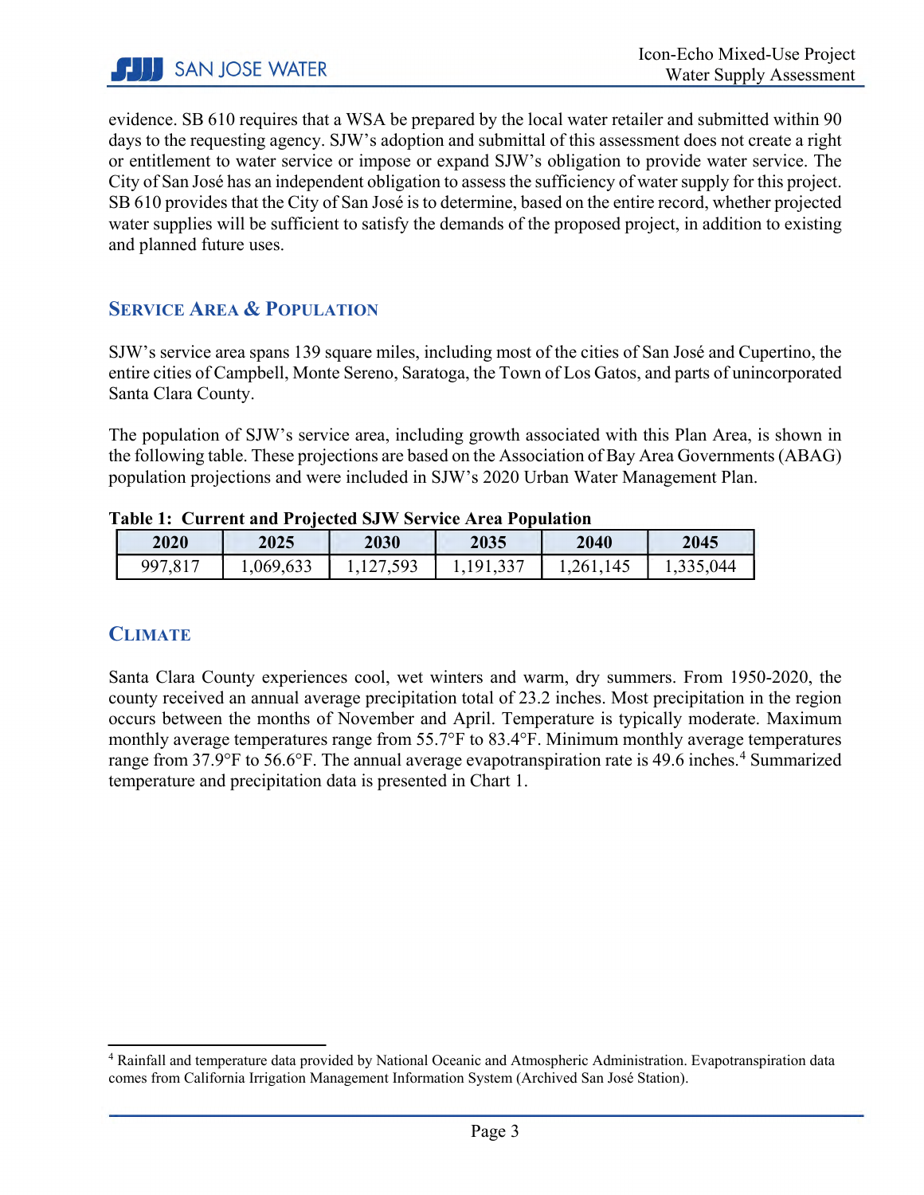evidence. SB 610 requires that a WSA be prepared by the local water retailer and submitted within 90 days to the requesting agency. SJW's adoption and submittal of this assessment does not create a right or entitlement to water service or impose or expand SJW's obligation to provide water service. The City of San José has an independent obligation to assess the sufficiency of water supply for this project. SB 610 provides that the City of San José is to determine, based on the entire record, whether projected water supplies will be sufficient to satisfy the demands of the proposed project, in addition to existing and planned future uses.

## Service Area & Population

SJW's service area spans 139 square miles, including most of the cities of San José and Cupertino, the entire cities of Campbell, Monte Sereno, Saratoga, the Town of Los Gatos, and parts of unincorporated Santa Clara County.

The population of SJW's service area, including growth associated with this Plan Area, is shown in the following table. These projections are based on the Association of Bay Area Governments (ABAG) population projections and were included in SJW's 2020 Urban Water Management Plan.

**Table 1: Current and Projected SJW Service Area Population**

| 2020 | 2025 | 2030 | 2035 | 2040 | 2045 |
|---|---|---|---|---|---|
| 997,817 | 1,069,633 | 1,127,593 | 1,191,337 | 1,261,145 | 1,335,044 |

## Climate

Santa Clara County experiences cool, wet winters and warm, dry summers. From 1950-2020, the county received an annual average precipitation total of 23.2 inches. Most precipitation in the region occurs between the months of November and April. Temperature is typically moderate. Maximum monthly average temperatures range from 55.7°F to 83.4°F. Minimum monthly average temperatures range from 37.9°F to 56.6°F. The annual average evapotranspiration rate is 49.6 inches.[4] Summarized temperature and precipitation data is presented in Chart 1.

[4] Rainfall and temperature data provided by National Oceanic and Atmospheric Administration. Evapotranspiration data comes from California Irrigation Management Information System (Archived San José Station).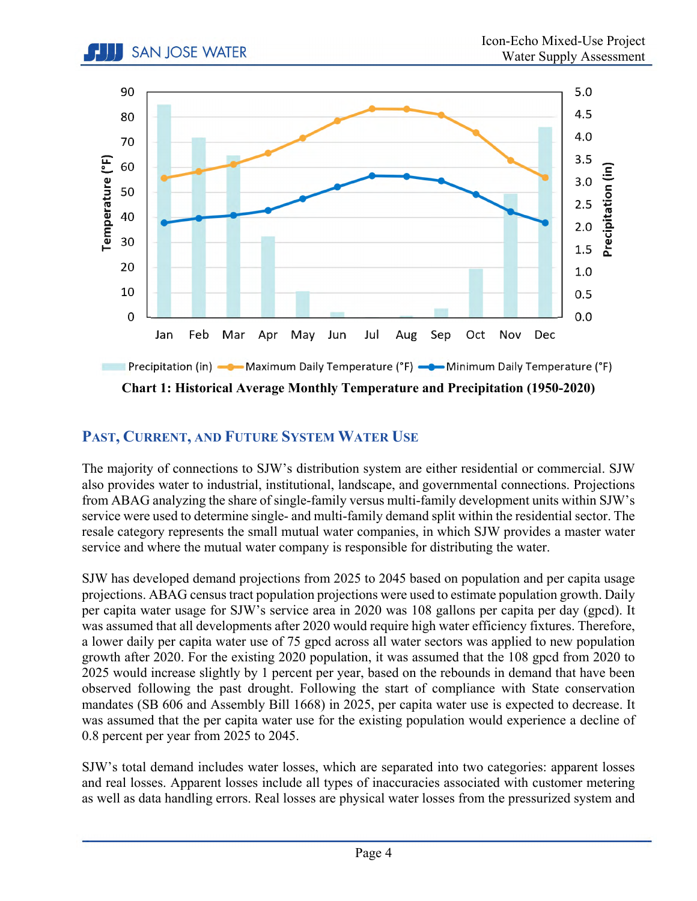**Chart 1: Historical Average Monthly Temperature and Precipitation (1950-2020)**

## Past, Current, and Future System Water Use

The majority of connections to SJW's distribution system are either residential or commercial. SJW also provides water to industrial, institutional, landscape, and governmental connections. Projections from ABAG analyzing the share of single-family versus multi-family development units within SJW's service were used to determine single- and multi-family demand split within the residential sector. The resale category represents the small mutual water companies, in which SJW provides a master water service and where the mutual water company is responsible for distributing the water.

SJW has developed demand projections from 2025 to 2045 based on population and per capita usage projections. ABAG census tract population projections were used to estimate population growth. Daily per capita water usage for SJW's service area in 2020 was 108 gallons per capita per day (gpcd). It was assumed that all developments after 2020 would require high water efficiency fixtures. Therefore, a lower daily per capita water use of 75 gpcd across all water sectors was applied to new population growth after 2020. For the existing 2020 population, it was assumed that the 108 gpcd from 2020 to 2025 would increase slightly by 1 percent per year, based on the rebounds in demand that have been observed following the past drought. Following the start of compliance with State conservation mandates (SB 606 and Assembly Bill 1668) in 2025, per capita water use is expected to decrease. It was assumed that the per capita water use for the existing population would experience a decline of 0.8 percent per year from 2025 to 2045.

SJW's total demand includes water losses, which are separated into two categories: apparent losses and real losses. Apparent losses include all types of inaccuracies associated with customer metering as well as data handling errors. Real losses are physical water losses from the pressurized system and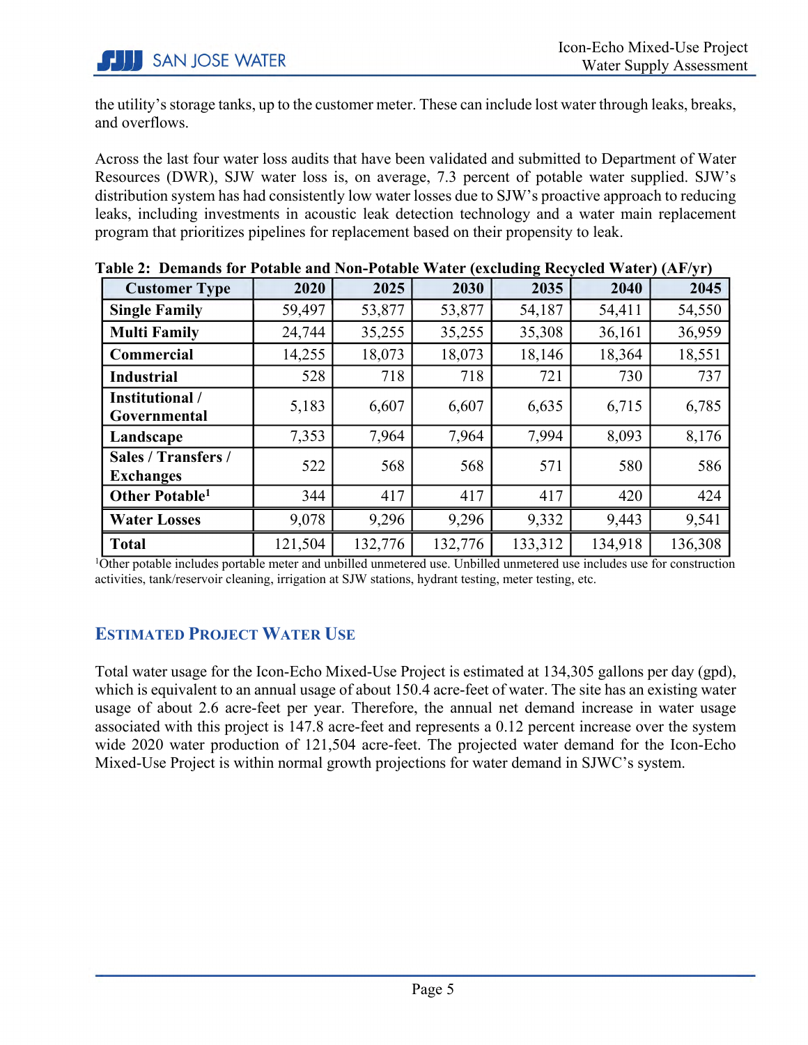the utility's storage tanks, up to the customer meter. These can include lost water through leaks, breaks, and overflows.

Across the last four water loss audits that have been validated and submitted to Department of Water Resources (DWR), SJW water loss is, on average, 7.3 percent of potable water supplied. SJW's distribution system has had consistently low water losses due to SJW's proactive approach to reducing leaks, including investments in acoustic leak detection technology and a water main replacement program that prioritizes pipelines for replacement based on their propensity to leak.

**Table 2: Demands for Potable and Non-Potable Water (excluding Recycled Water) (AF/yr)**

| Customer Type | 2020 | 2025 | 2030 | 2035 | 2040 | 2045 |
|---|---|---|---|---|---|---|
| **Single Family** | 59,497 | 53,877 | 53,877 | 54,187 | 54,411 | 54,550 |
| **Multi Family** | 24,744 | 35,255 | 35,255 | 35,308 | 36,161 | 36,959 |
| **Commercial** | 14,255 | 18,073 | 18,073 | 18,146 | 18,364 | 18,551 |
| **Industrial** | 528 | 718 | 718 | 721 | 730 | 737 |
| **Institutional / Governmental** | 5,183 | 6,607 | 6,607 | 6,635 | 6,715 | 6,785 |
| **Landscape** | 7,353 | 7,964 | 7,964 | 7,994 | 8,093 | 8,176 |
| **Sales / Transfers / Exchanges** | 522 | 568 | 568 | 571 | 580 | 586 |
| **Other Potable[1]** | 344 | 417 | 417 | 417 | 420 | 424 |
| **Water Losses** | 9,078 | 9,296 | 9,296 | 9,332 | 9,443 | 9,541 |
| **Total** | 121,504 | 132,776 | 132,776 | 133,312 | 134,918 | 136,308 |

[1]Other potable includes portable meter and unbilled unmetered use. Unbilled unmetered use includes use for construction activities, tank/reservoir cleaning, irrigation at SJW stations, hydrant testing, meter testing, etc.

## Estimated Project Water Use

Total water usage for the Icon-Echo Mixed-Use Project is estimated at 134,305 gallons per day (gpd), which is equivalent to an annual usage of about 150.4 acre-feet of water. The site has an existing water usage of about 2.6 acre-feet per year. Therefore, the annual net demand increase in water usage associated with this project is 147.8 acre-feet and represents a 0.12 percent increase over the system wide 2020 water production of 121,504 acre-feet. The projected water demand for the Icon-Echo Mixed-Use Project is within normal growth projections for water demand in SJWC's system.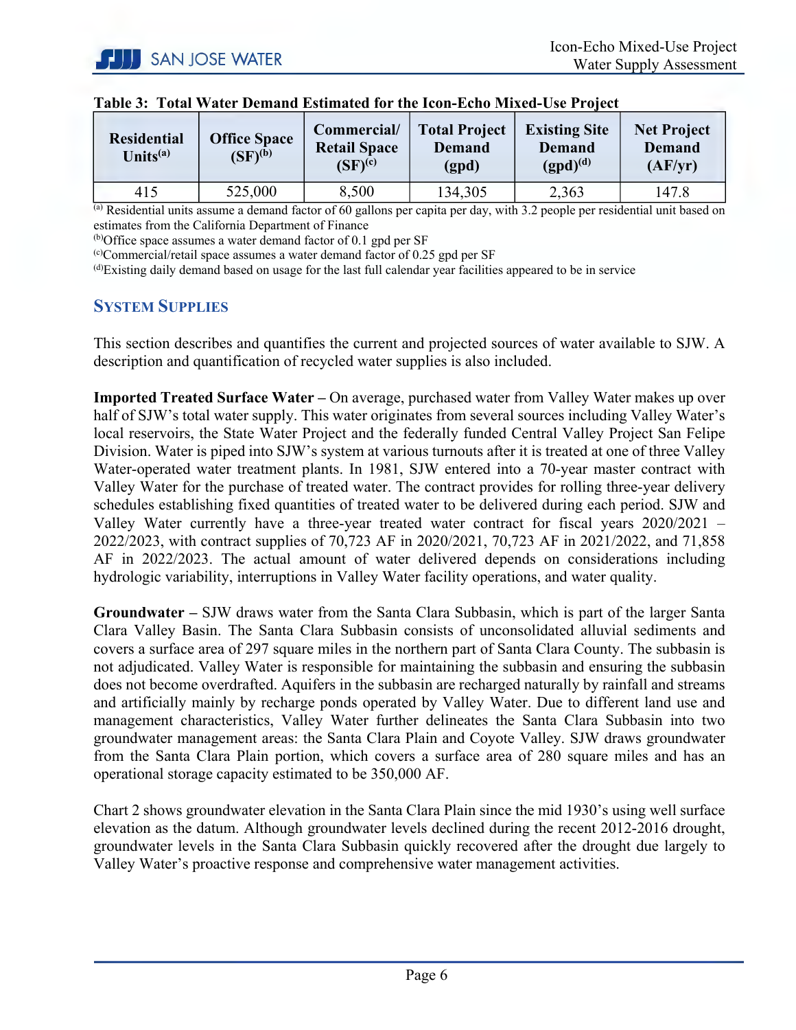**Table 3: Total Water Demand Estimated for the Icon-Echo Mixed-Use Project**

| Residential Units[(a)] | Office Space (SF)[(b)] | Commercial/ Retail Space (SF)[(c)] | Total Project Demand (gpd) | Existing Site Demand (gpd)[(d)] | Net Project Demand (AF/yr) |
|---|---|---|---|---|---|
| 415 | 525,000 | 8,500 | 134,305 | 2,363 | 147.8 |

[(a)] Residential units assume a demand factor of 60 gallons per capita per day, with 3.2 people per residential unit based on estimates from the California Department of Finance

[(b)]Office space assumes a water demand factor of 0.1 gpd per SF

[(c)]Commercial/retail space assumes a water demand factor of 0.25 gpd per SF

[(d)]Existing daily demand based on usage for the last full calendar year facilities appeared to be in service

## SYSTEM SUPPLIES

This section describes and quantifies the current and projected sources of water available to SJW. A description and quantification of recycled water supplies is also included.

**Imported Treated Surface Water –** On average, purchased water from Valley Water makes up over half of SJW's total water supply. This water originates from several sources including Valley Water's local reservoirs, the State Water Project and the federally funded Central Valley Project San Felipe Division. Water is piped into SJW's system at various turnouts after it is treated at one of three Valley Water-operated water treatment plants. In 1981, SJW entered into a 70-year master contract with Valley Water for the purchase of treated water. The contract provides for rolling three-year delivery schedules establishing fixed quantities of treated water to be delivered during each period. SJW and Valley Water currently have a three-year treated water contract for fiscal years 2020/2021 – 2022/2023, with contract supplies of 70,723 AF in 2020/2021, 70,723 AF in 2021/2022, and 71,858 AF in 2022/2023. The actual amount of water delivered depends on considerations including hydrologic variability, interruptions in Valley Water facility operations, and water quality.

**Groundwater –** SJW draws water from the Santa Clara Subbasin, which is part of the larger Santa Clara Valley Basin. The Santa Clara Subbasin consists of unconsolidated alluvial sediments and covers a surface area of 297 square miles in the northern part of Santa Clara County. The subbasin is not adjudicated. Valley Water is responsible for maintaining the subbasin and ensuring the subbasin does not become overdrafted. Aquifers in the subbasin are recharged naturally by rainfall and streams and artificially mainly by recharge ponds operated by Valley Water. Due to different land use and management characteristics, Valley Water further delineates the Santa Clara Subbasin into two groundwater management areas: the Santa Clara Plain and Coyote Valley. SJW draws groundwater from the Santa Clara Plain portion, which covers a surface area of 280 square miles and has an operational storage capacity estimated to be 350,000 AF.

Chart 2 shows groundwater elevation in the Santa Clara Plain since the mid 1930's using well surface elevation as the datum. Although groundwater levels declined during the recent 2012-2016 drought, groundwater levels in the Santa Clara Subbasin quickly recovered after the drought due largely to Valley Water's proactive response and comprehensive water management activities.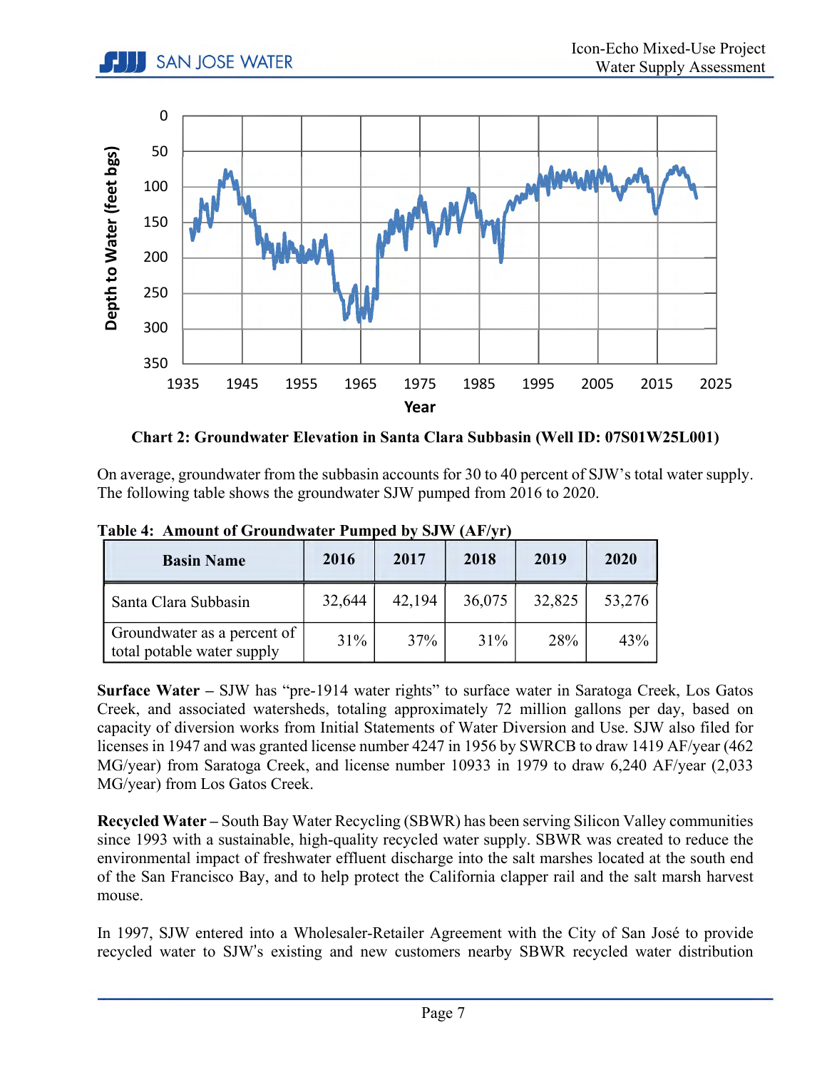**Chart 2: Groundwater Elevation in Santa Clara Subbasin (Well ID: 07S01W25L001)**

On average, groundwater from the subbasin accounts for 30 to 40 percent of SJW's total water supply. The following table shows the groundwater SJW pumped from 2016 to 2020.

**Table 4: Amount of Groundwater Pumped by SJW (AF/yr)**

| Basin Name | 2016 | 2017 | 2018 | 2019 | 2020 |
|---|---|---|---|---|---|
| Santa Clara Subbasin | 32,644 | 42,194 | 36,075 | 32,825 | 53,276 |
| Groundwater as a percent of total potable water supply | 31% | 37% | 31% | 28% | 43% |

**Surface Water –** SJW has "pre-1914 water rights" to surface water in Saratoga Creek, Los Gatos Creek, and associated watersheds, totaling approximately 72 million gallons per day, based on capacity of diversion works from Initial Statements of Water Diversion and Use. SJW also filed for licenses in 1947 and was granted license number 4247 in 1956 by SWRCB to draw 1419 AF/year (462 MG/year) from Saratoga Creek, and license number 10933 in 1979 to draw 6,240 AF/year (2,033 MG/year) from Los Gatos Creek.

**Recycled Water –** South Bay Water Recycling (SBWR) has been serving Silicon Valley communities since 1993 with a sustainable, high-quality recycled water supply. SBWR was created to reduce the environmental impact of freshwater effluent discharge into the salt marshes located at the south end of the San Francisco Bay, and to help protect the California clapper rail and the salt marsh harvest mouse.

In 1997, SJW entered into a Wholesaler-Retailer Agreement with the City of San José to provide recycled water to SJW's existing and new customers nearby SBWR recycled water distribution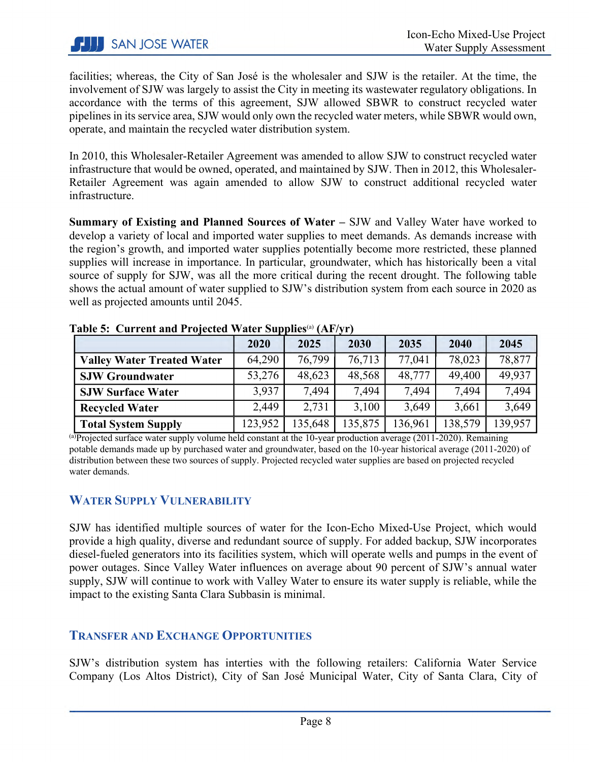facilities; whereas, the City of San José is the wholesaler and SJW is the retailer. At the time, the involvement of SJW was largely to assist the City in meeting its wastewater regulatory obligations. In accordance with the terms of this agreement, SJW allowed SBWR to construct recycled water pipelines in its service area, SJW would only own the recycled water meters, while SBWR would own, operate, and maintain the recycled water distribution system.

In 2010, this Wholesaler-Retailer Agreement was amended to allow SJW to construct recycled water infrastructure that would be owned, operated, and maintained by SJW. Then in 2012, this Wholesaler-Retailer Agreement was again amended to allow SJW to construct additional recycled water infrastructure.

**Summary of Existing and Planned Sources of Water –** SJW and Valley Water have worked to develop a variety of local and imported water supplies to meet demands. As demands increase with the region's growth, and imported water supplies potentially become more restricted, these planned supplies will increase in importance. In particular, groundwater, which has historically been a vital source of supply for SJW, was all the more critical during the recent drought. The following table shows the actual amount of water supplied to SJW's distribution system from each source in 2020 as well as projected amounts until 2045.

**Table 5: Current and Projected Water Supplies[(a)] (AF/yr)**

| | 2020 | 2025 | 2030 | 2035 | 2040 | 2045 |
|---|---|---|---|---|---|---|
| **Valley Water Treated Water** | 64,290 | 76,799 | 76,713 | 77,041 | 78,023 | 78,877 |
| **SJW Groundwater** | 53,276 | 48,623 | 48,568 | 48,777 | 49,400 | 49,937 |
| **SJW Surface Water** | 3,937 | 7,494 | 7,494 | 7,494 | 7,494 | 7,494 |
| **Recycled Water** | 2,449 | 2,731 | 3,100 | 3,649 | 3,661 | 3,649 |
| **Total System Supply** | 123,952 | 135,648 | 135,875 | 136,961 | 138,579 | 139,957 |

[(a)]Projected surface water supply volume held constant at the 10-year production average (2011-2020). Remaining potable demands made up by purchased water and groundwater, based on the 10-year historical average (2011-2020) of distribution between these two sources of supply. Projected recycled water supplies are based on projected recycled water demands.

## Water Supply Vulnerability

SJW has identified multiple sources of water for the Icon-Echo Mixed-Use Project, which would provide a high quality, diverse and redundant source of supply. For added backup, SJW incorporates diesel-fueled generators into its facilities system, which will operate wells and pumps in the event of power outages. Since Valley Water influences on average about 90 percent of SJW's annual water supply, SJW will continue to work with Valley Water to ensure its water supply is reliable, while the impact to the existing Santa Clara Subbasin is minimal.

## Transfer and Exchange Opportunities

SJW's distribution system has interties with the following retailers: California Water Service Company (Los Altos District), City of San José Municipal Water, City of Santa Clara, City of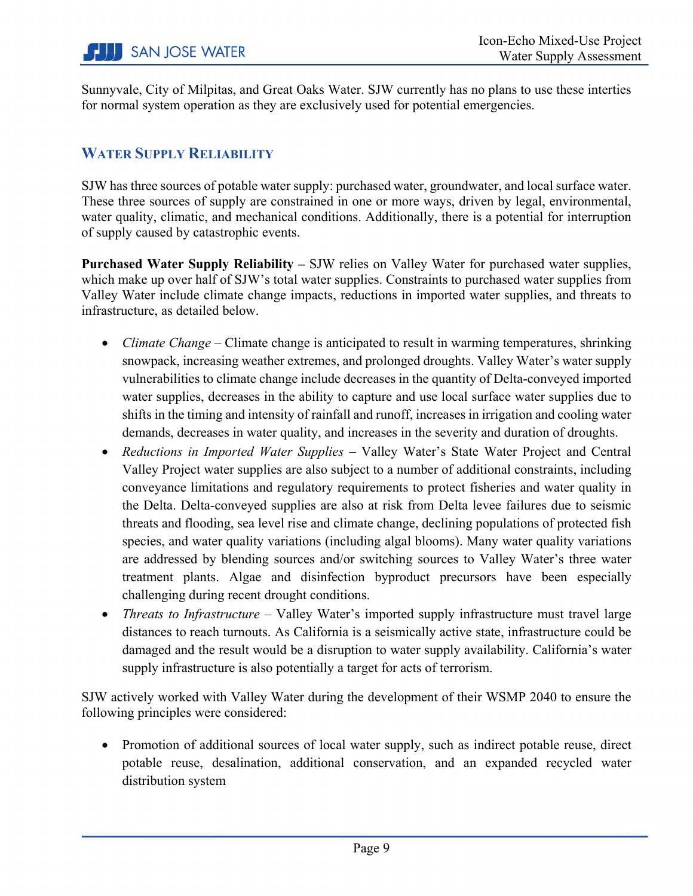Sunnyvale, City of Milpitas, and Great Oaks Water. SJW currently has no plans to use these interties for normal system operation as they are exclusively used for potential emergencies.

## Water Supply Reliability

SJW has three sources of potable water supply: purchased water, groundwater, and local surface water. These three sources of supply are constrained in one or more ways, driven by legal, environmental, water quality, climatic, and mechanical conditions. Additionally, there is a potential for interruption of supply caused by catastrophic events.

**Purchased Water Supply Reliability –** SJW relies on Valley Water for purchased water supplies, which make up over half of SJW's total water supplies. Constraints to purchased water supplies from Valley Water include climate change impacts, reductions in imported water supplies, and threats to infrastructure, as detailed below.

- *Climate Change* – Climate change is anticipated to result in warming temperatures, shrinking snowpack, increasing weather extremes, and prolonged droughts. Valley Water's water supply vulnerabilities to climate change include decreases in the quantity of Delta-conveyed imported water supplies, decreases in the ability to capture and use local surface water supplies due to shifts in the timing and intensity of rainfall and runoff, increases in irrigation and cooling water demands, decreases in water quality, and increases in the severity and duration of droughts.
- *Reductions in Imported Water Supplies* – Valley Water's State Water Project and Central Valley Project water supplies are also subject to a number of additional constraints, including conveyance limitations and regulatory requirements to protect fisheries and water quality in the Delta. Delta-conveyed supplies are also at risk from Delta levee failures due to seismic threats and flooding, sea level rise and climate change, declining populations of protected fish species, and water quality variations (including algal blooms). Many water quality variations are addressed by blending sources and/or switching sources to Valley Water's three water treatment plants. Algae and disinfection byproduct precursors have been especially challenging during recent drought conditions.
- *Threats to Infrastructure* – Valley Water's imported supply infrastructure must travel large distances to reach turnouts. As California is a seismically active state, infrastructure could be damaged and the result would be a disruption to water supply availability. California's water supply infrastructure is also potentially a target for acts of terrorism.

SJW actively worked with Valley Water during the development of their WSMP 2040 to ensure the following principles were considered:

- Promotion of additional sources of local water supply, such as indirect potable reuse, direct potable reuse, desalination, additional conservation, and an expanded recycled water distribution system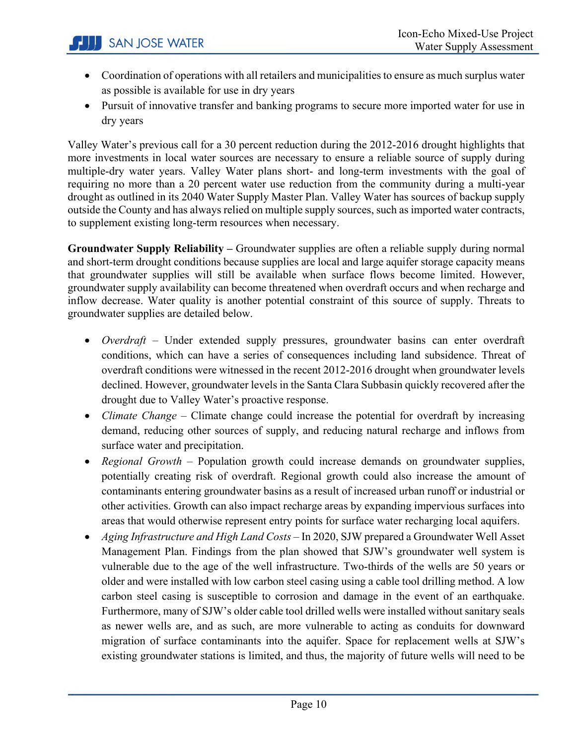- Coordination of operations with all retailers and municipalities to ensure as much surplus water as possible is available for use in dry years
- Pursuit of innovative transfer and banking programs to secure more imported water for use in dry years

Valley Water's previous call for a 30 percent reduction during the 2012-2016 drought highlights that more investments in local water sources are necessary to ensure a reliable source of supply during multiple-dry water years. Valley Water plans short- and long-term investments with the goal of requiring no more than a 20 percent water use reduction from the community during a multi-year drought as outlined in its 2040 Water Supply Master Plan. Valley Water has sources of backup supply outside the County and has always relied on multiple supply sources, such as imported water contracts, to supplement existing long-term resources when necessary.

**Groundwater Supply Reliability –** Groundwater supplies are often a reliable supply during normal and short-term drought conditions because supplies are local and large aquifer storage capacity means that groundwater supplies will still be available when surface flows become limited. However, groundwater supply availability can become threatened when overdraft occurs and when recharge and inflow decrease. Water quality is another potential constraint of this source of supply. Threats to groundwater supplies are detailed below.

- *Overdraft* – Under extended supply pressures, groundwater basins can enter overdraft conditions, which can have a series of consequences including land subsidence. Threat of overdraft conditions were witnessed in the recent 2012-2016 drought when groundwater levels declined. However, groundwater levels in the Santa Clara Subbasin quickly recovered after the drought due to Valley Water's proactive response.
- *Climate Change* – Climate change could increase the potential for overdraft by increasing demand, reducing other sources of supply, and reducing natural recharge and inflows from surface water and precipitation.
- *Regional Growth* – Population growth could increase demands on groundwater supplies, potentially creating risk of overdraft. Regional growth could also increase the amount of contaminants entering groundwater basins as a result of increased urban runoff or industrial or other activities. Growth can also impact recharge areas by expanding impervious surfaces into areas that would otherwise represent entry points for surface water recharging local aquifers.
- *Aging Infrastructure and High Land Costs* – In 2020, SJW prepared a Groundwater Well Asset Management Plan. Findings from the plan showed that SJW's groundwater well system is vulnerable due to the age of the well infrastructure. Two-thirds of the wells are 50 years or older and were installed with low carbon steel casing using a cable tool drilling method. A low carbon steel casing is susceptible to corrosion and damage in the event of an earthquake. Furthermore, many of SJW's older cable tool drilled wells were installed without sanitary seals as newer wells are, and as such, are more vulnerable to acting as conduits for downward migration of surface contaminants into the aquifer. Space for replacement wells at SJW's existing groundwater stations is limited, and thus, the majority of future wells will need to be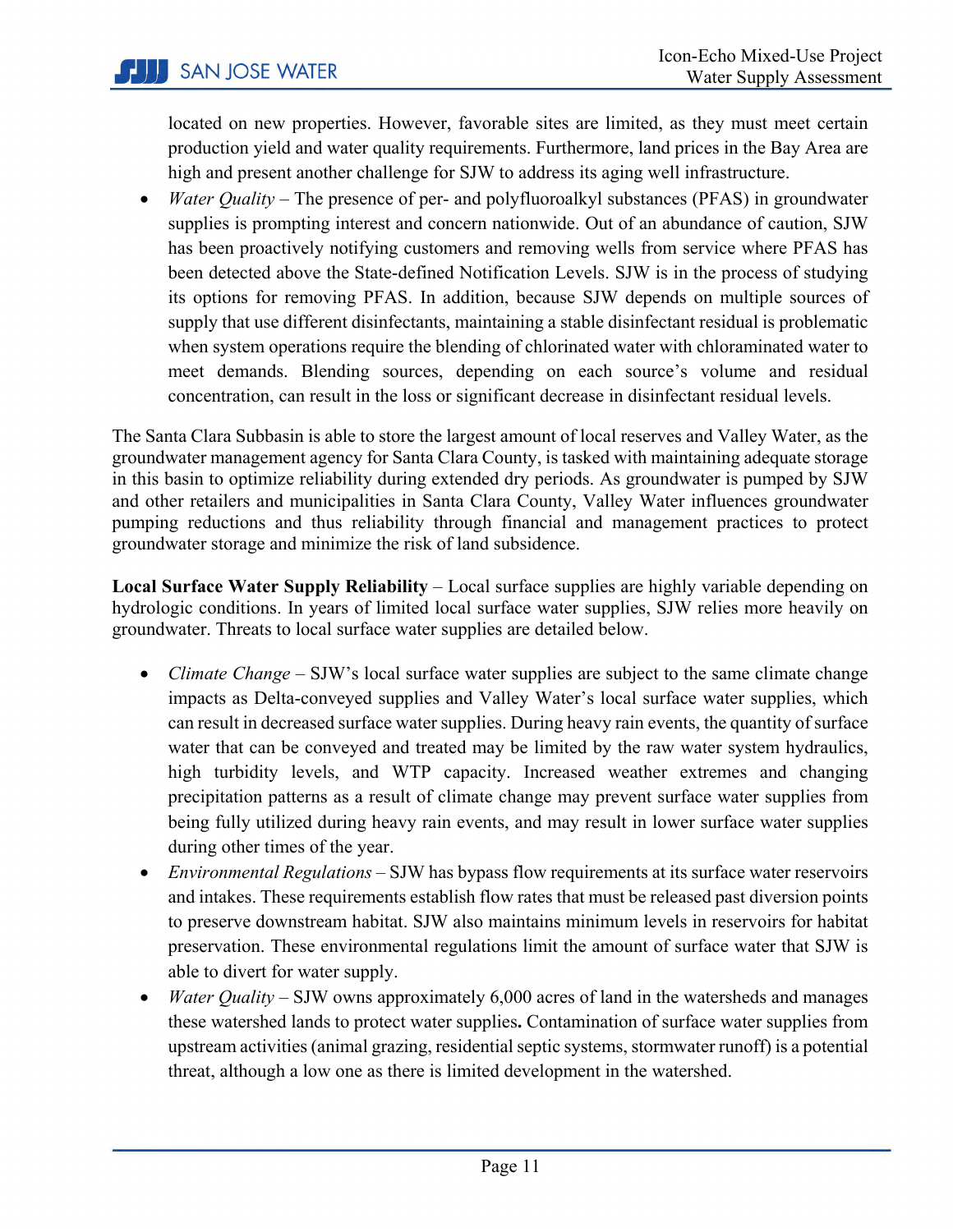located on new properties. However, favorable sites are limited, as they must meet certain production yield and water quality requirements. Furthermore, land prices in the Bay Area are high and present another challenge for SJW to address its aging well infrastructure.

- *Water Quality* – The presence of per- and polyfluoroalkyl substances (PFAS) in groundwater supplies is prompting interest and concern nationwide. Out of an abundance of caution, SJW has been proactively notifying customers and removing wells from service where PFAS has been detected above the State-defined Notification Levels. SJW is in the process of studying its options for removing PFAS. In addition, because SJW depends on multiple sources of supply that use different disinfectants, maintaining a stable disinfectant residual is problematic when system operations require the blending of chlorinated water with chloraminated water to meet demands. Blending sources, depending on each source's volume and residual concentration, can result in the loss or significant decrease in disinfectant residual levels.

The Santa Clara Subbasin is able to store the largest amount of local reserves and Valley Water, as the groundwater management agency for Santa Clara County, is tasked with maintaining adequate storage in this basin to optimize reliability during extended dry periods. As groundwater is pumped by SJW and other retailers and municipalities in Santa Clara County, Valley Water influences groundwater pumping reductions and thus reliability through financial and management practices to protect groundwater storage and minimize the risk of land subsidence.

**Local Surface Water Supply Reliability** – Local surface supplies are highly variable depending on hydrologic conditions. In years of limited local surface water supplies, SJW relies more heavily on groundwater. Threats to local surface water supplies are detailed below.

- *Climate Change* – SJW's local surface water supplies are subject to the same climate change impacts as Delta-conveyed supplies and Valley Water's local surface water supplies, which can result in decreased surface water supplies. During heavy rain events, the quantity of surface water that can be conveyed and treated may be limited by the raw water system hydraulics, high turbidity levels, and WTP capacity. Increased weather extremes and changing precipitation patterns as a result of climate change may prevent surface water supplies from being fully utilized during heavy rain events, and may result in lower surface water supplies during other times of the year.
- *Environmental Regulations* – SJW has bypass flow requirements at its surface water reservoirs and intakes. These requirements establish flow rates that must be released past diversion points to preserve downstream habitat. SJW also maintains minimum levels in reservoirs for habitat preservation. These environmental regulations limit the amount of surface water that SJW is able to divert for water supply.
- *Water Quality* – SJW owns approximately 6,000 acres of land in the watersheds and manages these watershed lands to protect water supplies**.** Contamination of surface water supplies from upstream activities (animal grazing, residential septic systems, stormwater runoff) is a potential threat, although a low one as there is limited development in the watershed.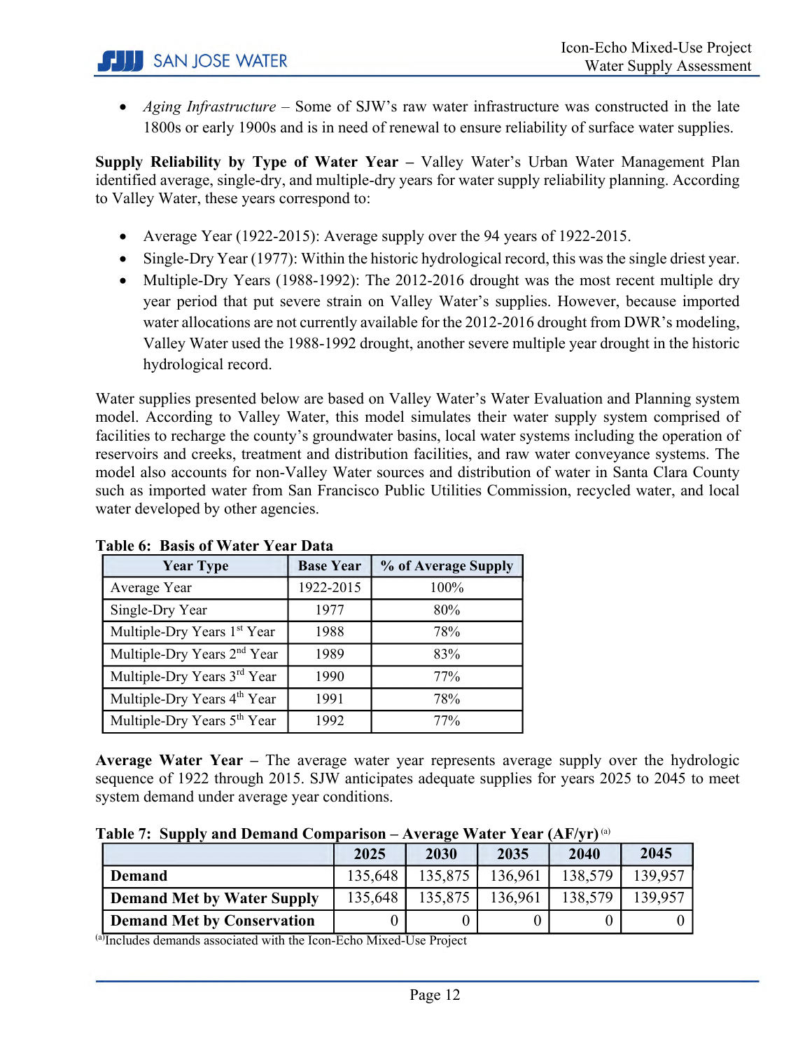- *Aging Infrastructure* – Some of SJW's raw water infrastructure was constructed in the late 1800s or early 1900s and is in need of renewal to ensure reliability of surface water supplies.

**Supply Reliability by Type of Water Year –** Valley Water's Urban Water Management Plan identified average, single-dry, and multiple-dry years for water supply reliability planning. According to Valley Water, these years correspond to:

- Average Year (1922-2015): Average supply over the 94 years of 1922-2015.
- Single-Dry Year (1977): Within the historic hydrological record, this was the single driest year.
- Multiple-Dry Years (1988-1992): The 2012-2016 drought was the most recent multiple dry year period that put severe strain on Valley Water's supplies. However, because imported water allocations are not currently available for the 2012-2016 drought from DWR's modeling, Valley Water used the 1988-1992 drought, another severe multiple year drought in the historic hydrological record.

Water supplies presented below are based on Valley Water's Water Evaluation and Planning system model. According to Valley Water, this model simulates their water supply system comprised of facilities to recharge the county's groundwater basins, local water systems including the operation of reservoirs and creeks, treatment and distribution facilities, and raw water conveyance systems. The model also accounts for non-Valley Water sources and distribution of water in Santa Clara County such as imported water from San Francisco Public Utilities Commission, recycled water, and local water developed by other agencies.

**Table 6: Basis of Water Year Data**

| Year Type | Base Year | % of Average Supply |
|---|---|---|
| Average Year | 1922-2015 | 100% |
| Single-Dry Year | 1977 | 80% |
| Multiple-Dry Years 1st Year | 1988 | 78% |
| Multiple-Dry Years 2nd Year | 1989 | 83% |
| Multiple-Dry Years 3rd Year | 1990 | 77% |
| Multiple-Dry Years 4th Year | 1991 | 78% |
| Multiple-Dry Years 5th Year | 1992 | 77% |

**Average Water Year –** The average water year represents average supply over the hydrologic sequence of 1922 through 2015. SJW anticipates adequate supplies for years 2025 to 2045 to meet system demand under average year conditions.

**Table 7: Supply and Demand Comparison – Average Water Year (AF/yr)** [a]

| | 2025 | 2030 | 2035 | 2040 | 2045 |
|---|---|---|---|---|---|
| **Demand** | 135,648 | 135,875 | 136,961 | 138,579 | 139,957 |
| **Demand Met by Water Supply** | 135,648 | 135,875 | 136,961 | 138,579 | 139,957 |
| **Demand Met by Conservation** | 0 | 0 | 0 | 0 | 0 |

[a]Includes demands associated with the Icon-Echo Mixed-Use Project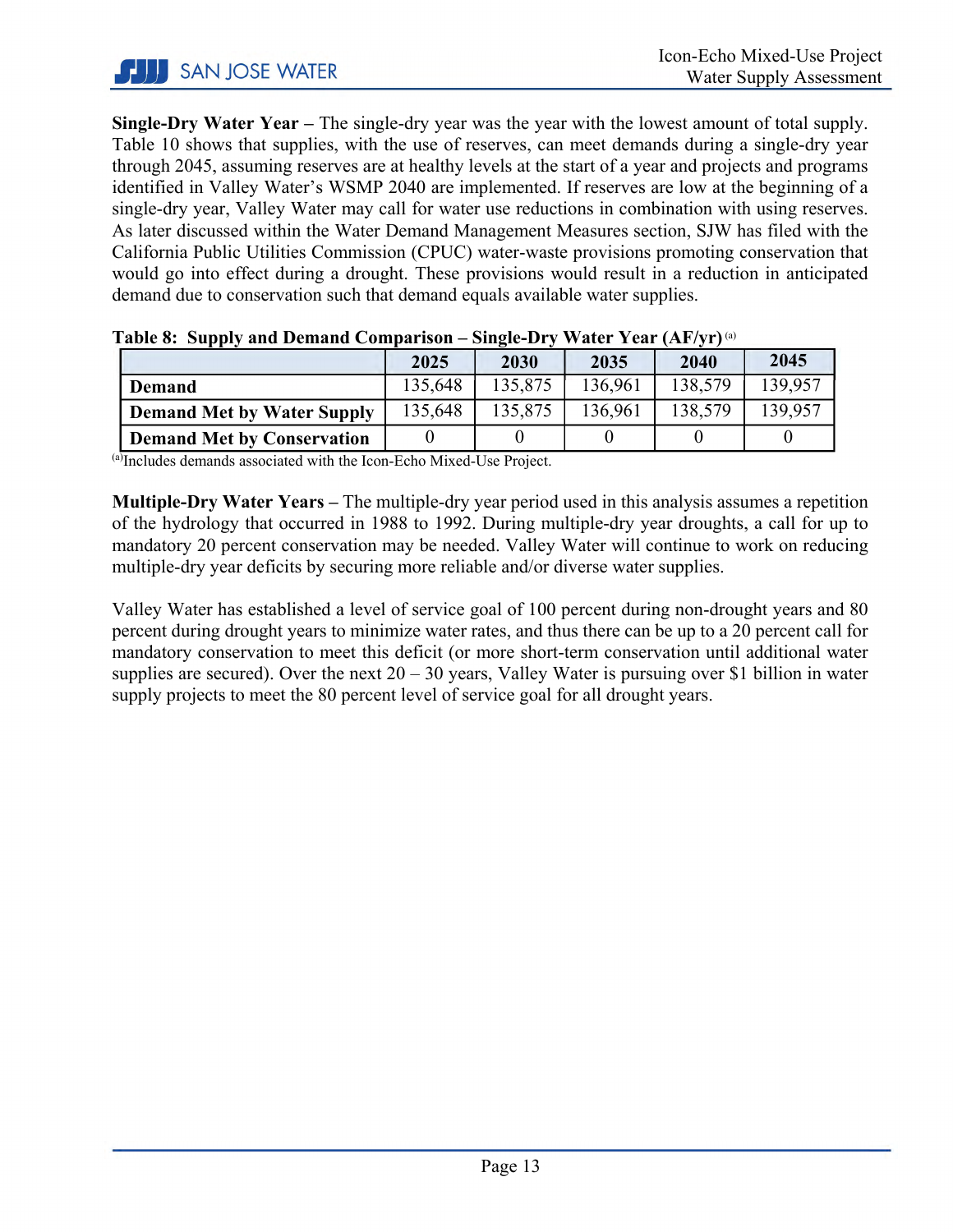**Single-Dry Water Year –** The single-dry year was the year with the lowest amount of total supply. Table 10 shows that supplies, with the use of reserves, can meet demands during a single-dry year through 2045, assuming reserves are at healthy levels at the start of a year and projects and programs identified in Valley Water's WSMP 2040 are implemented. If reserves are low at the beginning of a single-dry year, Valley Water may call for water use reductions in combination with using reserves. As later discussed within the Water Demand Management Measures section, SJW has filed with the California Public Utilities Commission (CPUC) water-waste provisions promoting conservation that would go into effect during a drought. These provisions would result in a reduction in anticipated demand due to conservation such that demand equals available water supplies.

**Table 8: Supply and Demand Comparison – Single-Dry Water Year (AF/yr)** [(a)]

| | 2025 | 2030 | 2035 | 2040 | 2045 |
|---|---|---|---|---|---|
| **Demand** | 135,648 | 135,875 | 136,961 | 138,579 | 139,957 |
| **Demand Met by Water Supply** | 135,648 | 135,875 | 136,961 | 138,579 | 139,957 |
| **Demand Met by Conservation** | 0 | 0 | 0 | 0 | 0 |

[(a)]Includes demands associated with the Icon-Echo Mixed-Use Project.

**Multiple-Dry Water Years –** The multiple-dry year period used in this analysis assumes a repetition of the hydrology that occurred in 1988 to 1992. During multiple-dry year droughts, a call for up to mandatory 20 percent conservation may be needed. Valley Water will continue to work on reducing multiple-dry year deficits by securing more reliable and/or diverse water supplies.

Valley Water has established a level of service goal of 100 percent during non-drought years and 80 percent during drought years to minimize water rates, and thus there can be up to a 20 percent call for mandatory conservation to meet this deficit (or more short-term conservation until additional water supplies are secured). Over the next 20 – 30 years, Valley Water is pursuing over $1 billion in water supply projects to meet the 80 percent level of service goal for all drought years.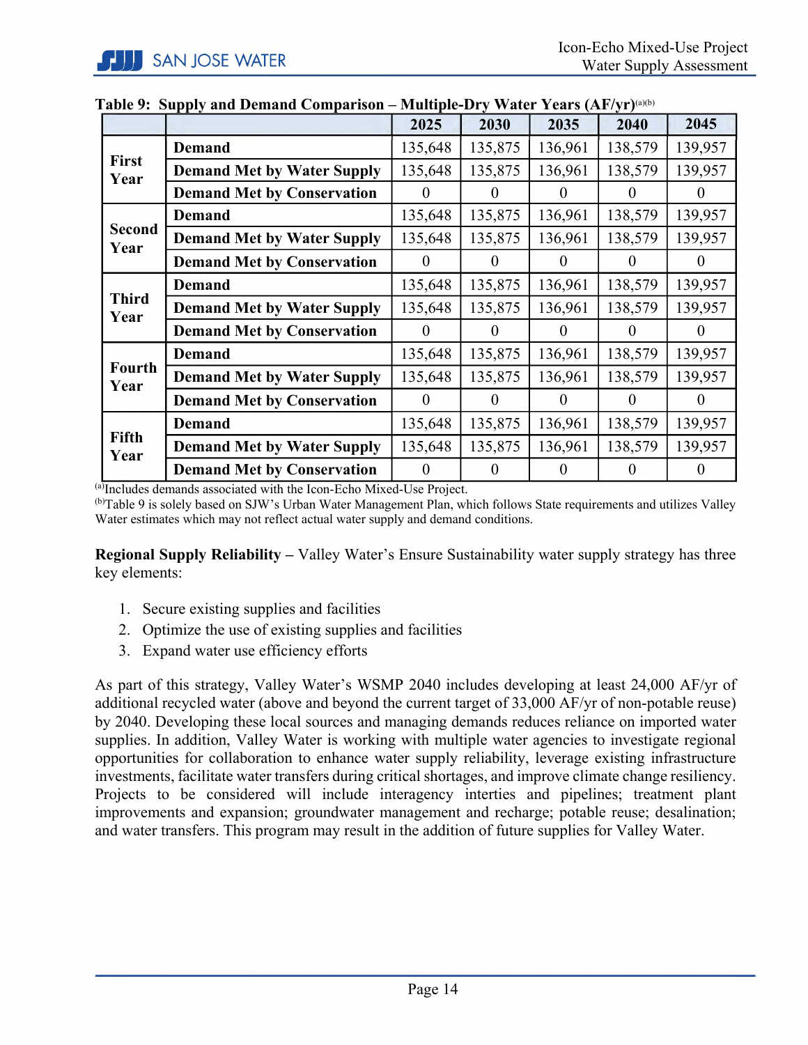**Table 9: Supply and Demand Comparison – Multiple-Dry Water Years (AF/yr)[(a)(b)]**

| | | 2025 | 2030 | 2035 | 2040 | 2045 |
|---|---|---|---|---|---|---|
| **First Year** | **Demand** | 135,648 | 135,875 | 136,961 | 138,579 | 139,957 |
| | **Demand Met by Water Supply** | 135,648 | 135,875 | 136,961 | 138,579 | 139,957 |
| | **Demand Met by Conservation** | 0 | 0 | 0 | 0 | 0 |
| **Second Year** | **Demand** | 135,648 | 135,875 | 136,961 | 138,579 | 139,957 |
| | **Demand Met by Water Supply** | 135,648 | 135,875 | 136,961 | 138,579 | 139,957 |
| | **Demand Met by Conservation** | 0 | 0 | 0 | 0 | 0 |
| **Third Year** | **Demand** | 135,648 | 135,875 | 136,961 | 138,579 | 139,957 |
| | **Demand Met by Water Supply** | 135,648 | 135,875 | 136,961 | 138,579 | 139,957 |
| | **Demand Met by Conservation** | 0 | 0 | 0 | 0 | 0 |
| **Fourth Year** | **Demand** | 135,648 | 135,875 | 136,961 | 138,579 | 139,957 |
| | **Demand Met by Water Supply** | 135,648 | 135,875 | 136,961 | 138,579 | 139,957 |
| | **Demand Met by Conservation** | 0 | 0 | 0 | 0 | 0 |
| **Fifth Year** | **Demand** | 135,648 | 135,875 | 136,961 | 138,579 | 139,957 |
| | **Demand Met by Water Supply** | 135,648 | 135,875 | 136,961 | 138,579 | 139,957 |
| | **Demand Met by Conservation** | 0 | 0 | 0 | 0 | 0 |

[(a)]Includes demands associated with the Icon-Echo Mixed-Use Project.
[(b)]Table 9 is solely based on SJW's Urban Water Management Plan, which follows State requirements and utilizes Valley Water estimates which may not reflect actual water supply and demand conditions.

**Regional Supply Reliability –** Valley Water's Ensure Sustainability water supply strategy has three key elements:

1. Secure existing supplies and facilities
2. Optimize the use of existing supplies and facilities
3. Expand water use efficiency efforts

As part of this strategy, Valley Water's WSMP 2040 includes developing at least 24,000 AF/yr of additional recycled water (above and beyond the current target of 33,000 AF/yr of non-potable reuse) by 2040. Developing these local sources and managing demands reduces reliance on imported water supplies. In addition, Valley Water is working with multiple water agencies to investigate regional opportunities for collaboration to enhance water supply reliability, leverage existing infrastructure investments, facilitate water transfers during critical shortages, and improve climate change resiliency. Projects to be considered will include interagency interties and pipelines; treatment plant improvements and expansion; groundwater management and recharge; potable reuse; desalination; and water transfers. This program may result in the addition of future supplies for Valley Water.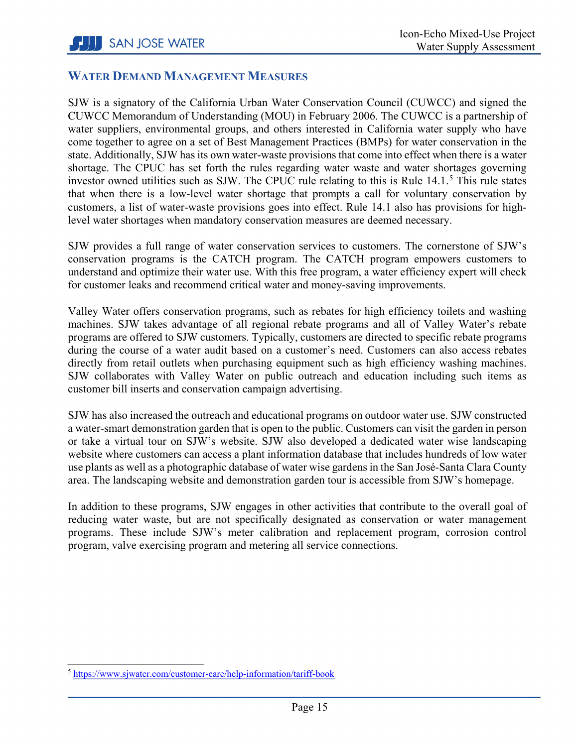## Water Demand Management Measures

SJW is a signatory of the California Urban Water Conservation Council (CUWCC) and signed the CUWCC Memorandum of Understanding (MOU) in February 2006. The CUWCC is a partnership of water suppliers, environmental groups, and others interested in California water supply who have come together to agree on a set of Best Management Practices (BMPs) for water conservation in the state. Additionally, SJW has its own water-waste provisions that come into effect when there is a water shortage. The CPUC has set forth the rules regarding water waste and water shortages governing investor owned utilities such as SJW. The CPUC rule relating to this is Rule 14.1.[5] This rule states that when there is a low-level water shortage that prompts a call for voluntary conservation by customers, a list of water-waste provisions goes into effect. Rule 14.1 also has provisions for high-level water shortages when mandatory conservation measures are deemed necessary.

SJW provides a full range of water conservation services to customers. The cornerstone of SJW's conservation programs is the CATCH program. The CATCH program empowers customers to understand and optimize their water use. With this free program, a water efficiency expert will check for customer leaks and recommend critical water and money-saving improvements.

Valley Water offers conservation programs, such as rebates for high efficiency toilets and washing machines. SJW takes advantage of all regional rebate programs and all of Valley Water's rebate programs are offered to SJW customers. Typically, customers are directed to specific rebate programs during the course of a water audit based on a customer's need. Customers can also access rebates directly from retail outlets when purchasing equipment such as high efficiency washing machines. SJW collaborates with Valley Water on public outreach and education including such items as customer bill inserts and conservation campaign advertising.

SJW has also increased the outreach and educational programs on outdoor water use. SJW constructed a water-smart demonstration garden that is open to the public. Customers can visit the garden in person or take a virtual tour on SJW's website. SJW also developed a dedicated water wise landscaping website where customers can access a plant information database that includes hundreds of low water use plants as well as a photographic database of water wise gardens in the San José-Santa Clara County area. The landscaping website and demonstration garden tour is accessible from SJW's homepage.

In addition to these programs, SJW engages in other activities that contribute to the overall goal of reducing water waste, but are not specifically designated as conservation or water management programs. These include SJW's meter calibration and replacement program, corrosion control program, valve exercising program and metering all service connections.

---

[5] https://www.sjwater.com/customer-care/help-information/tariff-book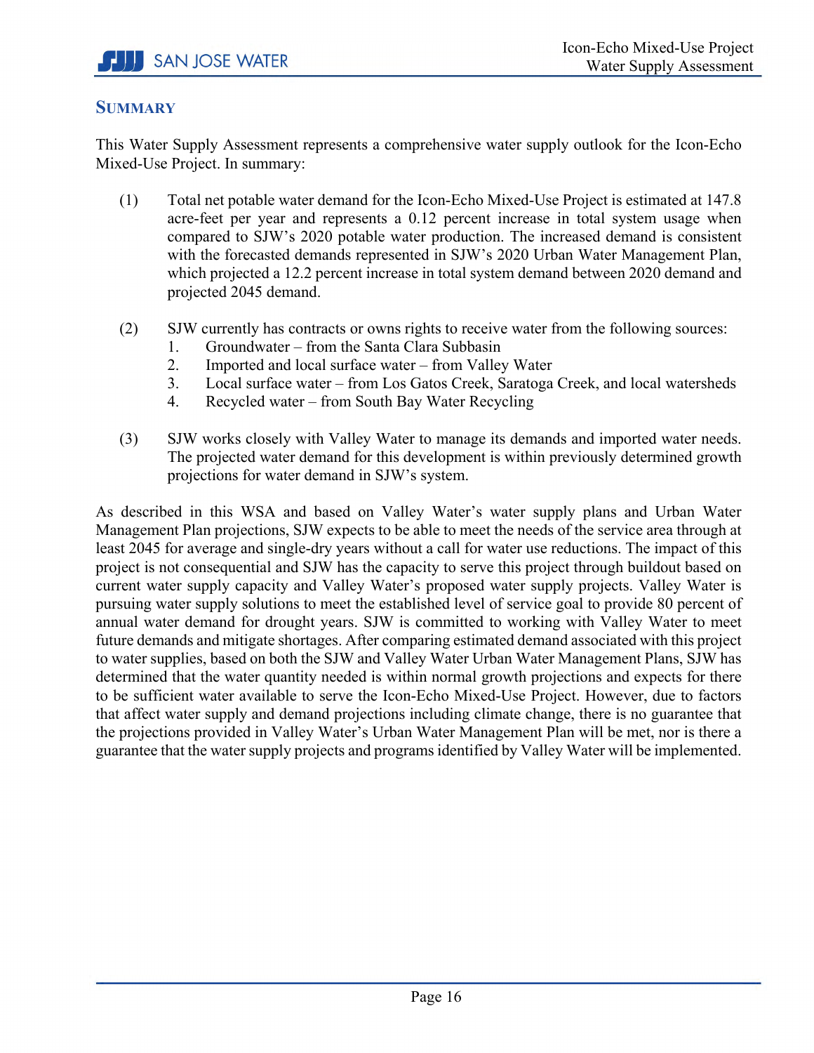## Summary

This Water Supply Assessment represents a comprehensive water supply outlook for the Icon-Echo Mixed-Use Project. In summary:

(1) Total net potable water demand for the Icon-Echo Mixed-Use Project is estimated at 147.8 acre-feet per year and represents a 0.12 percent increase in total system usage when compared to SJW's 2020 potable water production. The increased demand is consistent with the forecasted demands represented in SJW's 2020 Urban Water Management Plan, which projected a 12.2 percent increase in total system demand between 2020 demand and projected 2045 demand.

(2) SJW currently has contracts or owns rights to receive water from the following sources:
   1. Groundwater – from the Santa Clara Subbasin
   2. Imported and local surface water – from Valley Water
   3. Local surface water – from Los Gatos Creek, Saratoga Creek, and local watersheds
   4. Recycled water – from South Bay Water Recycling

(3) SJW works closely with Valley Water to manage its demands and imported water needs. The projected water demand for this development is within previously determined growth projections for water demand in SJW's system.

As described in this WSA and based on Valley Water's water supply plans and Urban Water Management Plan projections, SJW expects to be able to meet the needs of the service area through at least 2045 for average and single-dry years without a call for water use reductions. The impact of this project is not consequential and SJW has the capacity to serve this project through buildout based on current water supply capacity and Valley Water's proposed water supply projects. Valley Water is pursuing water supply solutions to meet the established level of service goal to provide 80 percent of annual water demand for drought years. SJW is committed to working with Valley Water to meet future demands and mitigate shortages. After comparing estimated demand associated with this project to water supplies, based on both the SJW and Valley Water Urban Water Management Plans, SJW has determined that the water quantity needed is within normal growth projections and expects for there to be sufficient water available to serve the Icon-Echo Mixed-Use Project. However, due to factors that affect water supply and demand projections including climate change, there is no guarantee that the projections provided in Valley Water's Urban Water Management Plan will be met, nor is there a guarantee that the water supply projects and programs identified by Valley Water will be implemented.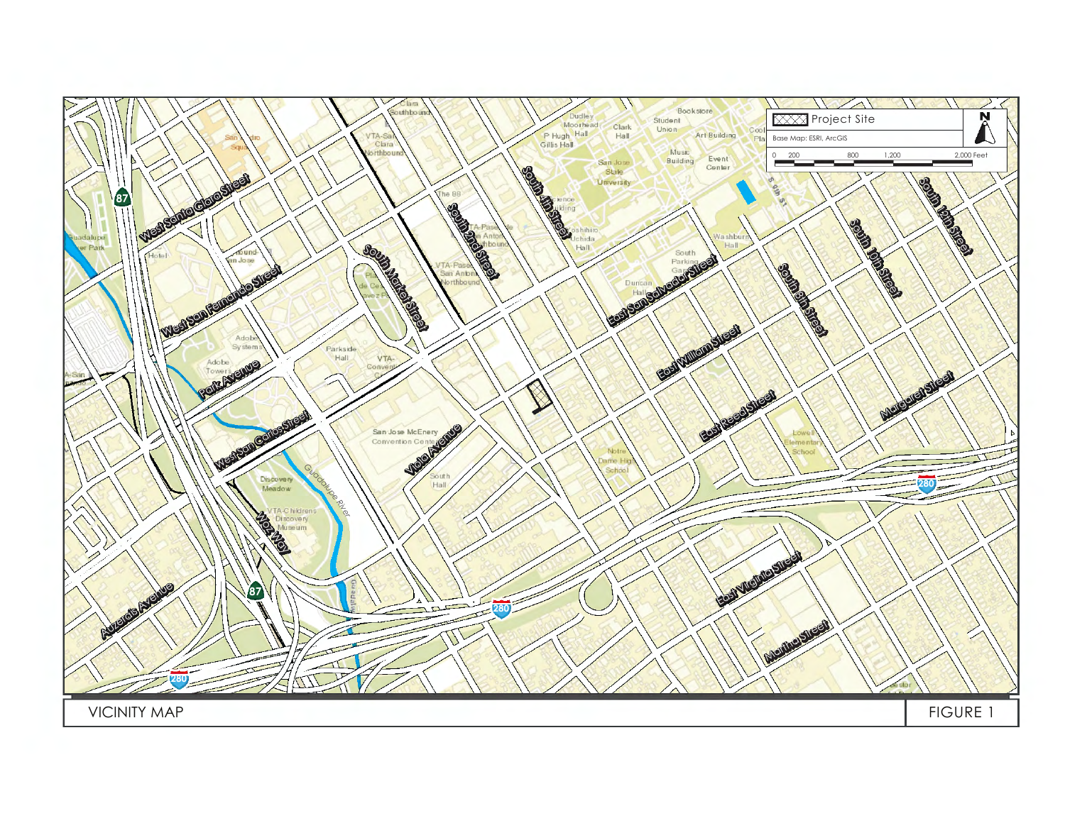Project Site

Base Map: ESRI, ArcGIS

0 200 800 1,200 2,000 Feet

VICINITY MAP

FIGURE 1